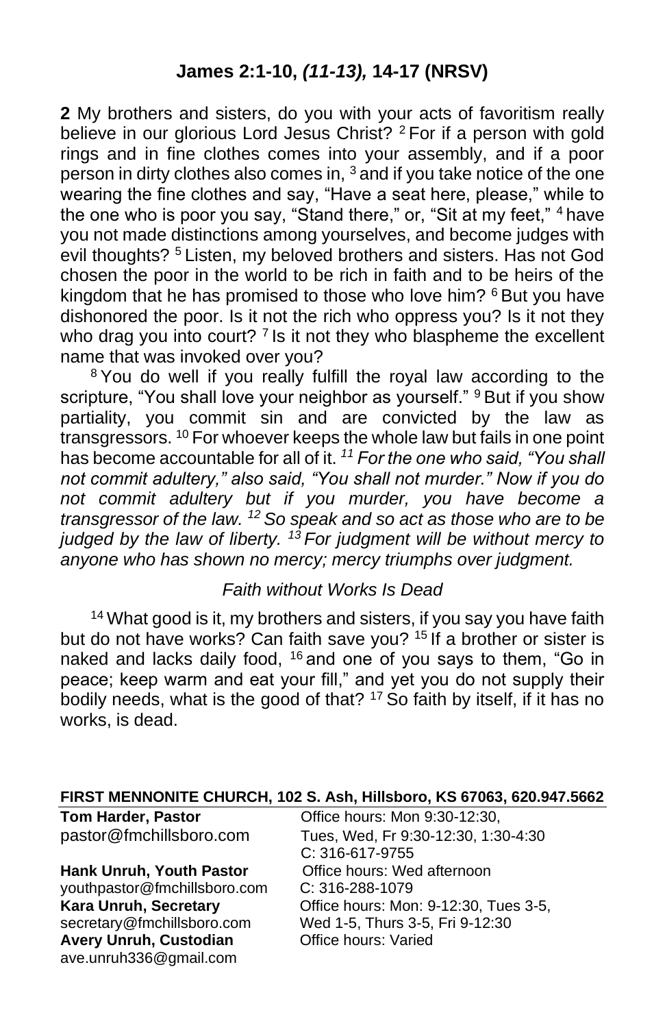## James 2:1-10, *(11-13),* 14-17 (NRSV)

**2** My brothers and sisters, do you with your acts of favoritism really believe in our glorious Lord Jesus Christ? [2] For if a person with gold rings and in fine clothes comes into your assembly, and if a poor person in dirty clothes also comes in, [3] and if you take notice of the one wearing the fine clothes and say, "Have a seat here, please," while to the one who is poor you say, "Stand there," or, "Sit at my feet," [4] have you not made distinctions among yourselves, and become judges with evil thoughts? [5] Listen, my beloved brothers and sisters. Has not God chosen the poor in the world to be rich in faith and to be heirs of the kingdom that he has promised to those who love him? [6] But you have dishonored the poor. Is it not the rich who oppress you? Is it not they who drag you into court? [7] Is it not they who blaspheme the excellent name that was invoked over you?

[8] You do well if you really fulfill the royal law according to the scripture, "You shall love your neighbor as yourself." [9] But if you show partiality, you commit sin and are convicted by the law as transgressors. [10] For whoever keeps the whole law but fails in one point has become accountable for all of it. *[11] For the one who said, "You shall not commit adultery," also said, "You shall not murder." Now if you do not commit adultery but if you murder, you have become a transgressor of the law. [12] So speak and so act as those who are to be judged by the law of liberty. [13] For judgment will be without mercy to anyone who has shown no mercy; mercy triumphs over judgment.*

*Faith without Works Is Dead*

[14] What good is it, my brothers and sisters, if you say you have faith but do not have works? Can faith save you? [15] If a brother or sister is naked and lacks daily food, [16] and one of you says to them, "Go in peace; keep warm and eat your fill," and yet you do not supply their bodily needs, what is the good of that? [17] So faith by itself, if it has no works, is dead.

**FIRST MENNONITE CHURCH, 102 S. Ash, Hillsboro, KS 67063, 620.947.5662**

**Tom Harder, Pastor**
pastor@fmchillsboro.com
Office hours: Mon 9:30-12:30, Tues, Wed, Fr 9:30-12:30, 1:30-4:30
C: 316-617-9755

**Hank Unruh, Youth Pastor**
youthpastor@fmchillsboro.com
Office hours: Wed afternoon
C: 316-288-1079

**Kara Unruh, Secretary**
secretary@fmchillsboro.com
Office hours: Mon: 9-12:30, Tues 3-5, Wed 1-5, Thurs 3-5, Fri 9-12:30

**Avery Unruh, Custodian**
ave.unruh336@gmail.com
Office hours: Varied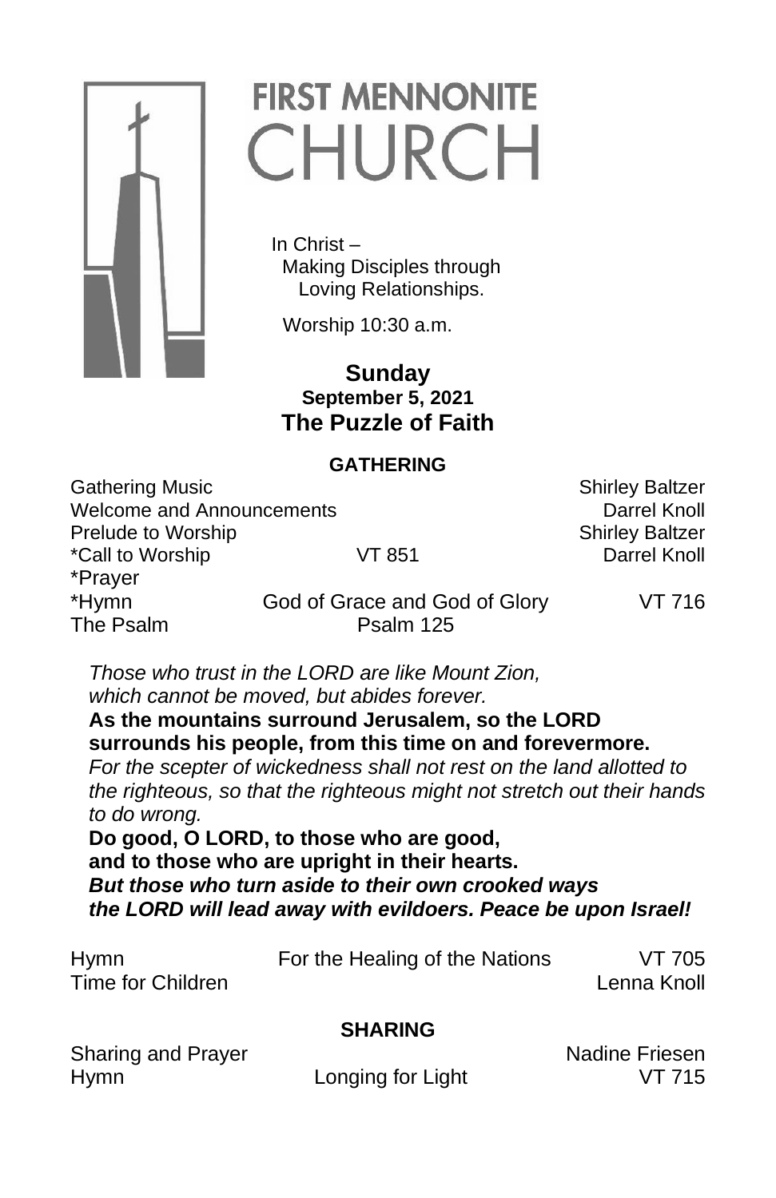# FIRST MENNONITE CHURCH

In Christ –
Making Disciples through
Loving Relationships.

Worship 10:30 a.m.

**Sunday**
**September 5, 2021**
**The Puzzle of Faith**

## GATHERING

| | | |
|---|---|---|
| Gathering Music | | Shirley Baltzer |
| Welcome and Announcements | | Darrel Knoll |
| Prelude to Worship | | Shirley Baltzer |
| *Call to Worship | VT 851 | Darrel Knoll |
| *Prayer | | |
| *Hymn | God of Grace and God of Glory | VT 716 |
| The Psalm | Psalm 125 | |

*Those who trust in the LORD are like Mount Zion, which cannot be moved, but abides forever.*
**As the mountains surround Jerusalem, so the LORD surrounds his people, from this time on and forevermore.**
*For the scepter of wickedness shall not rest on the land allotted to the righteous, so that the righteous might not stretch out their hands to do wrong.*
**Do good, O LORD, to those who are good, and to those who are upright in their hearts.**
***But those who turn aside to their own crooked ways the LORD will lead away with evildoers. Peace be upon Israel!***

| | | |
|---|---|---|
| Hymn | For the Healing of the Nations | VT 705 |
| Time for Children | | Lenna Knoll |

## SHARING

| | | |
|---|---|---|
| Sharing and Prayer | | Nadine Friesen |
| Hymn | Longing for Light | VT 715 |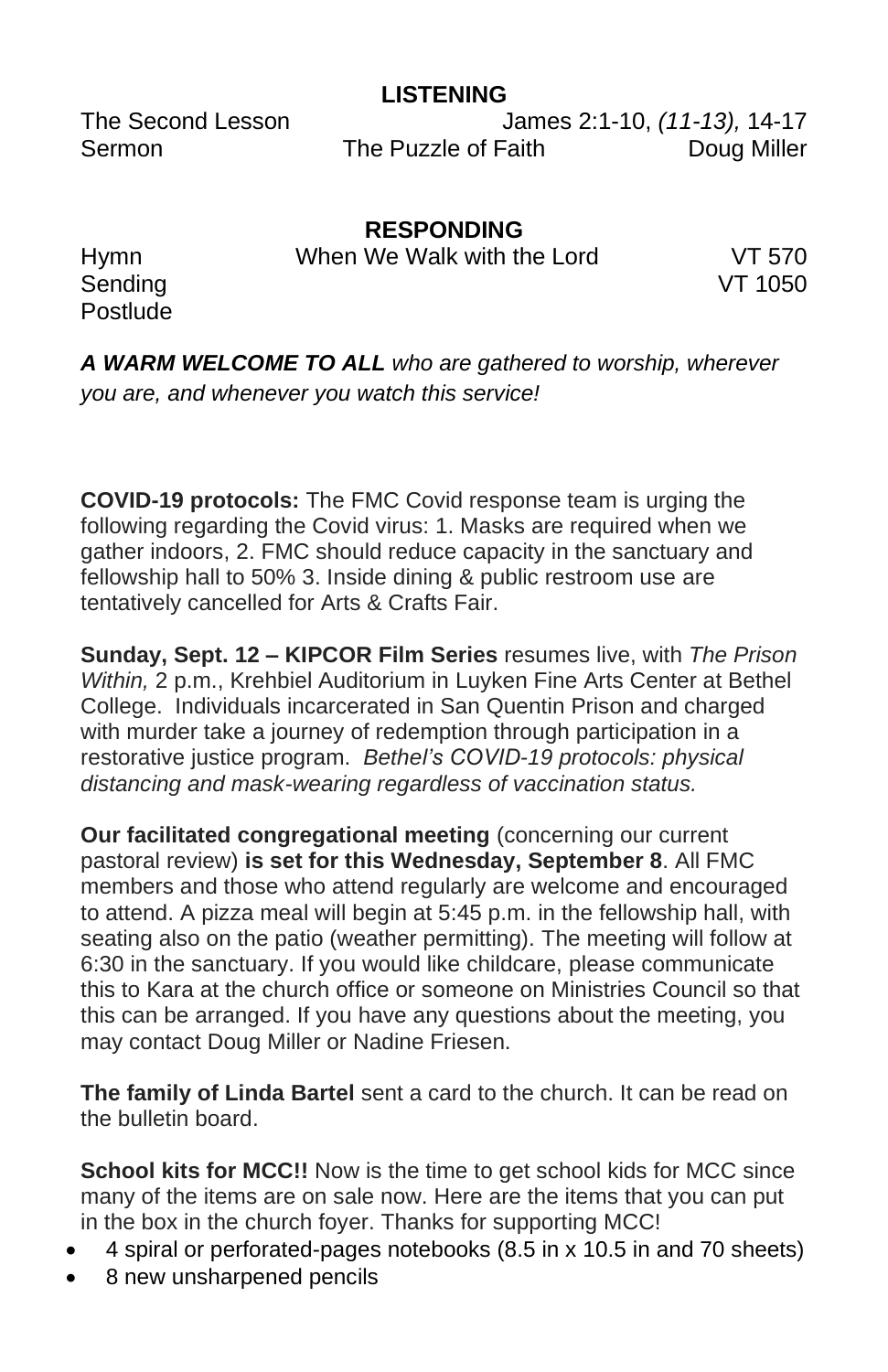## LISTENING

| | | |
|---|---|---|
| The Second Lesson | | James 2:1-10, *(11-13),* 14-17 |
| Sermon | The Puzzle of Faith | Doug Miller |

## RESPONDING

| | | |
|---|---|---|
| Hymn | When We Walk with the Lord | VT 570 |
| Sending | | VT 1050 |
| Postlude | | |

***A WARM WELCOME TO ALL*** *who are gathered to worship, wherever you are, and whenever you watch this service!*

**COVID-19 protocols:** The FMC Covid response team is urging the following regarding the Covid virus: 1. Masks are required when we gather indoors, 2. FMC should reduce capacity in the sanctuary and fellowship hall to 50% 3. Inside dining & public restroom use are tentatively cancelled for Arts & Crafts Fair.

**Sunday, Sept. 12 – KIPCOR Film Series** resumes live, with *The Prison Within,* 2 p.m., Krehbiel Auditorium in Luyken Fine Arts Center at Bethel College. Individuals incarcerated in San Quentin Prison and charged with murder take a journey of redemption through participation in a restorative justice program. *Bethel's COVID-19 protocols: physical distancing and mask-wearing regardless of vaccination status.*

**Our facilitated congregational meeting** (concerning our current pastoral review) **is set for this Wednesday, September 8**. All FMC members and those who attend regularly are welcome and encouraged to attend. A pizza meal will begin at 5:45 p.m. in the fellowship hall, with seating also on the patio (weather permitting). The meeting will follow at 6:30 in the sanctuary. If you would like childcare, please communicate this to Kara at the church office or someone on Ministries Council so that this can be arranged. If you have any questions about the meeting, you may contact Doug Miller or Nadine Friesen.

**The family of Linda Bartel** sent a card to the church. It can be read on the bulletin board.

**School kits for MCC!!** Now is the time to get school kids for MCC since many of the items are on sale now. Here are the items that you can put in the box in the church foyer. Thanks for supporting MCC!

- 4 spiral or perforated-pages notebooks (8.5 in x 10.5 in and 70 sheets)
- 8 new unsharpened pencils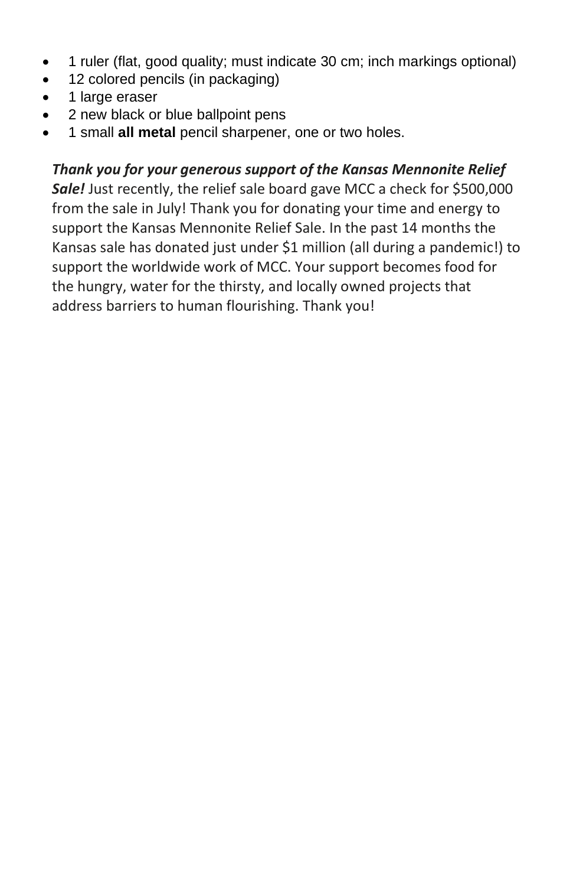- 1 ruler (flat, good quality; must indicate 30 cm; inch markings optional)
- 12 colored pencils (in packaging)
- 1 large eraser
- 2 new black or blue ballpoint pens
- 1 small **all metal** pencil sharpener, one or two holes.

***Thank you for your generous support of the Kansas Mennonite Relief Sale!*** Just recently, the relief sale board gave MCC a check for $500,000 from the sale in July! Thank you for donating your time and energy to support the Kansas Mennonite Relief Sale. In the past 14 months the Kansas sale has donated just under $1 million (all during a pandemic!) to support the worldwide work of MCC. Your support becomes food for the hungry, water for the thirsty, and locally owned projects that address barriers to human flourishing. Thank you!